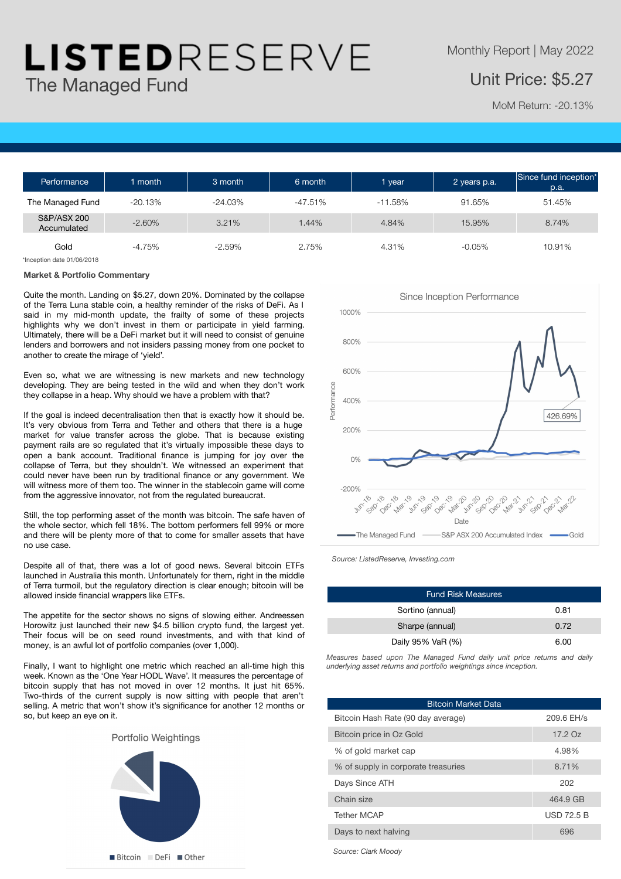# LISTEDRESERVE

## The Managed Fund

Monthly Report | May 2022

**Unit Price: $5.27**

MoM Return: -20.13%

| Performance | 1 month | 3 month | 6 month | 1 year | 2 years p.a. | Since fund inception* p.a. |
|---|---|---|---|---|---|---|
| The Managed Fund | -20.13% | -24.03% | -47.51% | -11.58% | 91.65% | 51.45% |
| S&P/ASX 200 Accumulated | -2.60% | 3.21% | 1.44% | 4.84% | 15.95% | 8.74% |
| Gold | -4.75% | -2.59% | 2.75% | 4.31% | -0.05% | 10.91% |

*Inception date 01/06/2018

### Market & Portfolio Commentary

Quite the month. Landing on $5.27, down 20%. Dominated by the collapse of the Terra Luna stable coin, a healthy reminder of the risks of DeFi. As I said in my mid-month update, the frailty of some of these projects highlights why we don't invest in them or participate in yield farming. Ultimately, there will be a DeFi market but it will need to consist of genuine lenders and borrowers and not insiders passing money from one pocket to another to create the mirage of 'yield'.

Even so, what we are witnessing is new markets and new technology developing. They are being tested in the wild and when they don't work they collapse in a heap. Why should we have a problem with that?

If the goal is indeed decentralisation then that is exactly how it should be. It's very obvious from Terra and Tether and others that there is a huge market for value transfer across the globe. That is because existing payment rails are so regulated that it's virtually impossible these days to open a bank account. Traditional finance is jumping for joy over the collapse of Terra, but they shouldn't. We witnessed an experiment that could never have been run by traditional finance or any government. We will witness more of them too. The winner in the stablecoin game will come from the aggressive innovator, not from the regulated bureaucrat.

Still, the top performing asset of the month was bitcoin. The safe haven of the whole sector, which fell 18%. The bottom performers fell 99% or more and there will be plenty more of that to come for smaller assets that have no use case.

Despite all of that, there was a lot of good news. Several bitcoin ETFs launched in Australia this month. Unfortunately for them, right in the middle of Terra turmoil, but the regulatory direction is clear enough; bitcoin will be allowed inside financial wrappers like ETFs.

The appetite for the sector shows no signs of slowing either. Andreessen Horowitz just launched their new $4.5 billion crypto fund, the largest yet. Their focus will be on seed round investments, and with that kind of money, is an awful lot of portfolio companies (over 1,000).

Finally, I want to highlight one metric which reached an all-time high this week. Known as the 'One Year HODL Wave'. It measures the percentage of bitcoin supply that has not moved in over 12 months. It just hit 65%. Two-thirds of the current supply is now sitting with people that aren't selling. A metric that won't show it's significance for another 12 months or so, but keep an eye on it.

Portfolio Weightings

Bitcoin | DeFi | Other

Since Inception Performance

The Managed Fund | S&P ASX 200 Accumulated Index | Gold

426.69%

*Source: ListedReserve, Investing.com*

| Fund Risk Measures | |
|---|---|
| Sortino (annual) | 0.81 |
| Sharpe (annual) | 0.72 |
| Daily 95% VaR (%) | 6.00 |

*Measures based upon The Managed Fund daily unit price returns and daily underlying asset returns and portfolio weightings since inception.*

| Bitcoin Market Data | |
|---|---|
| Bitcoin Hash Rate (90 day average) | 209.6 EH/s |
| Bitcoin price in Oz Gold | 17.2 Oz |
| % of gold market cap | 4.98% |
| % of supply in corporate treasuries | 8.71% |
| Days Since ATH | 202 |
| Chain size | 464.9 GB |
| Tether MCAP | USD 72.5 B |
| Days to next halving | 696 |

*Source: Clark Moody*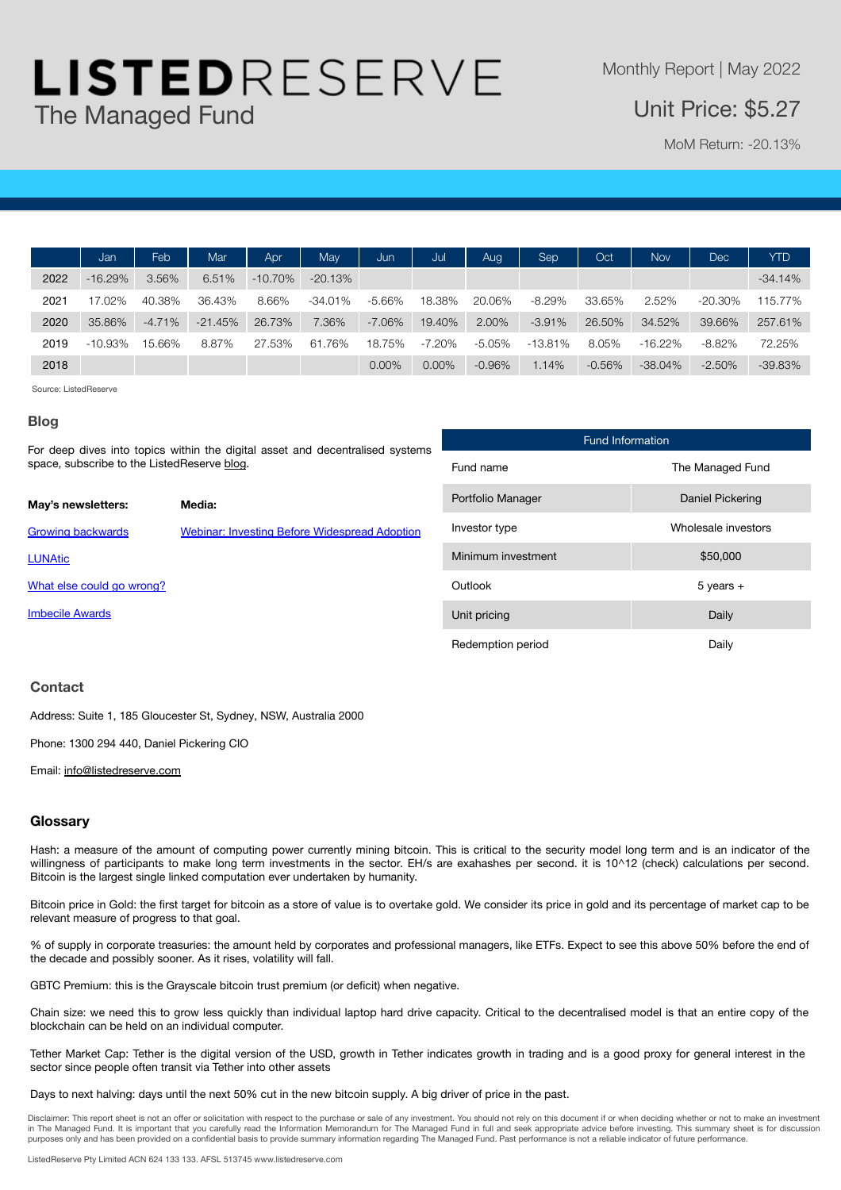# LISTEDRESERVE
## The Managed Fund

Monthly Report | May 2022

Unit Price: $5.27

MoM Return: -20.13%

| | Jan | Feb | Mar | Apr | May | Jun | Jul | Aug | Sep | Oct | Nov | Dec | YTD |
|---|---|---|---|---|---|---|---|---|---|---|---|---|---|
| 2022 | -16.29% | 3.56% | 6.51% | -10.70% | -20.13% | | | | | | | | -34.14% |
| 2021 | 17.02% | 40.38% | 36.43% | 8.66% | -34.01% | -5.66% | 18.38% | 20.06% | -8.29% | 33.65% | 2.52% | -20.30% | 115.77% |
| 2020 | 35.86% | -4.71% | -21.45% | 26.73% | 7.36% | -7.06% | 19.40% | 2.00% | -3.91% | 26.50% | 34.52% | 39.66% | 257.61% |
| 2019 | -10.93% | 15.66% | 8.87% | 27.53% | 61.76% | 18.75% | -7.20% | -5.05% | -13.81% | 8.05% | -16.22% | -8.82% | 72.25% |
| 2018 | | | | | | 0.00% | 0.00% | -0.96% | 1.14% | -0.56% | -38.04% | -2.50% | -39.83% |

Source: ListedReserve

## Blog

For deep dives into topics within the digital asset and decentralised systems space, subscribe to the ListedReserve blog.

| **May's newsletters:** | **Media:** |
|---|---|
| Growing backwards | Webinar: Investing Before Widespread Adoption |
| LUNAtic | |
| What else could go wrong? | |
| Imbecile Awards | |

| Fund Information | |
|---|---|
| Fund name | The Managed Fund |
| Portfolio Manager | Daniel Pickering |
| Investor type | Wholesale investors |
| Minimum investment | $50,000 |
| Outlook | 5 years + |
| Unit pricing | Daily |
| Redemption period | Daily |

## Contact

Address: Suite 1, 185 Gloucester St, Sydney, NSW, Australia 2000

Phone: 1300 294 440, Daniel Pickering CIO

Email: info@listedreserve.com

## Glossary

Hash: a measure of the amount of computing power currently mining bitcoin. This is critical to the security model long term and is an indicator of the willingness of participants to make long term investments in the sector. EH/s are exahashes per second. it is $10^{12}$ (check) calculations per second. Bitcoin is the largest single linked computation ever undertaken by humanity.

Bitcoin price in Gold: the first target for bitcoin as a store of value is to overtake gold. We consider its price in gold and its percentage of market cap to be relevant measure of progress to that goal.

% of supply in corporate treasuries: the amount held by corporates and professional managers, like ETFs. Expect to see this above 50% before the end of the decade and possibly sooner. As it rises, volatility will fall.

GBTC Premium: this is the Grayscale bitcoin trust premium (or deficit) when negative.

Chain size: we need this to grow less quickly than individual laptop hard drive capacity. Critical to the decentralised model is that an entire copy of the blockchain can be held on an individual computer.

Tether Market Cap: Tether is the digital version of the USD, growth in Tether indicates growth in trading and is a good proxy for general interest in the sector since people often transit via Tether into other assets

Days to next halving: days until the next 50% cut in the new bitcoin supply. A big driver of price in the past.

Disclaimer: This report sheet is not an offer or solicitation with respect to the purchase or sale of any investment. You should not rely on this document if or when deciding whether or not to make an investment in The Managed Fund. It is important that you carefully read the Information Memorandum for The Managed Fund in full and seek appropriate advice before investing. This summary sheet is for discussion purposes only and has been provided on a confidential basis to provide summary information regarding The Managed Fund. Past performance is not a reliable indicator of future performance.

ListedReserve Pty Limited ACN 624 133 133. AFSL 513745 www.listedreserve.com